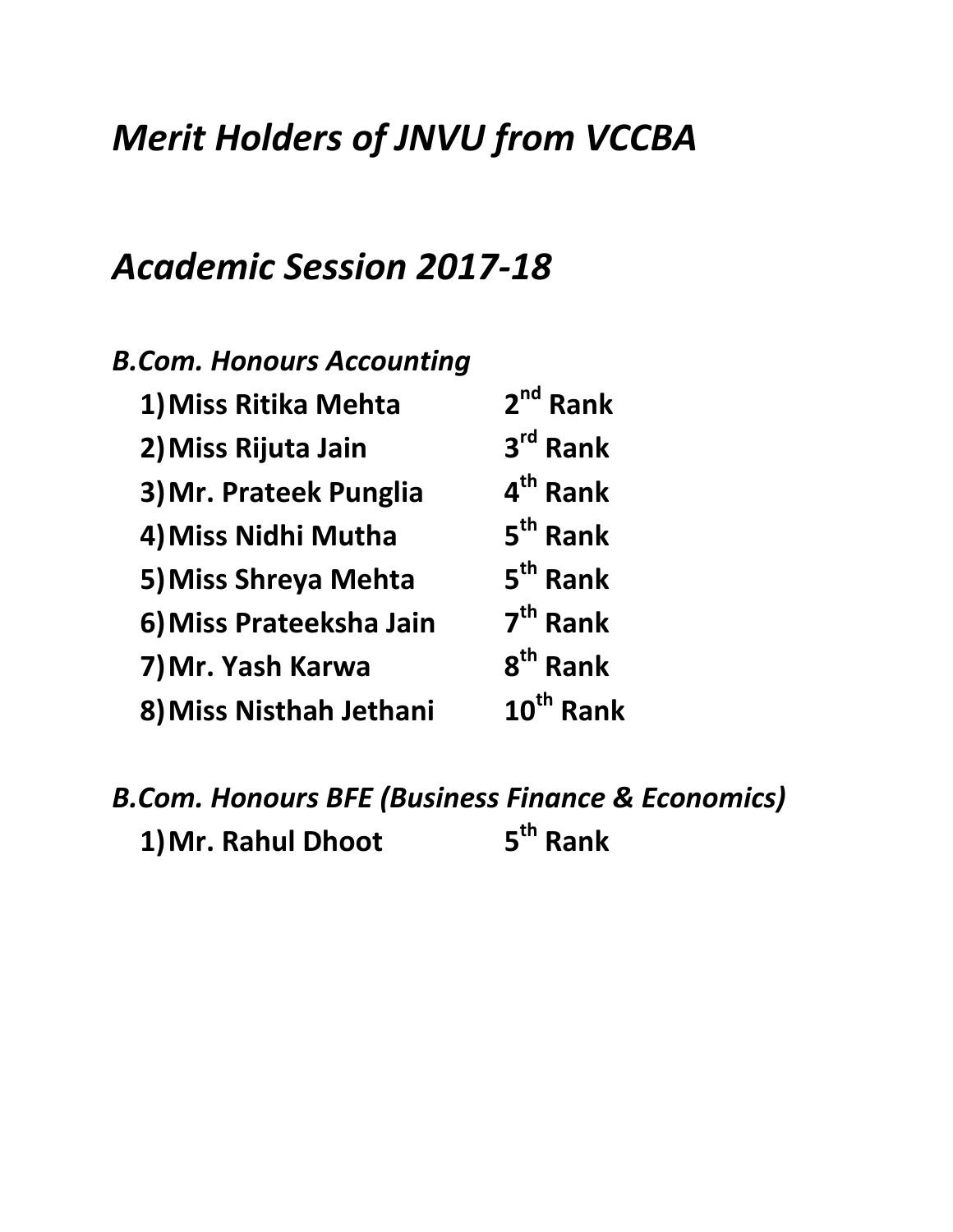# *Merit Holders of JNVU from VCCBA*

# *Academic Session 2017-18*

***B.Com. Honours Accounting***

1) **Miss Ritika Mehta** **2nd Rank**
2) **Miss Rijuta Jain** **3rd Rank**
3) **Mr. Prateek Punglia** **4th Rank**
4) **Miss Nidhi Mutha** **5th Rank**
5) **Miss Shreya Mehta** **5th Rank**
6) **Miss Prateeksha Jain** **7th Rank**
7) **Mr. Yash Karwa** **8th Rank**
8) **Miss Nisthah Jethani** **10th Rank**

***B.Com. Honours BFE (Business Finance & Economics)***

1) **Mr. Rahul Dhoot** **5th Rank**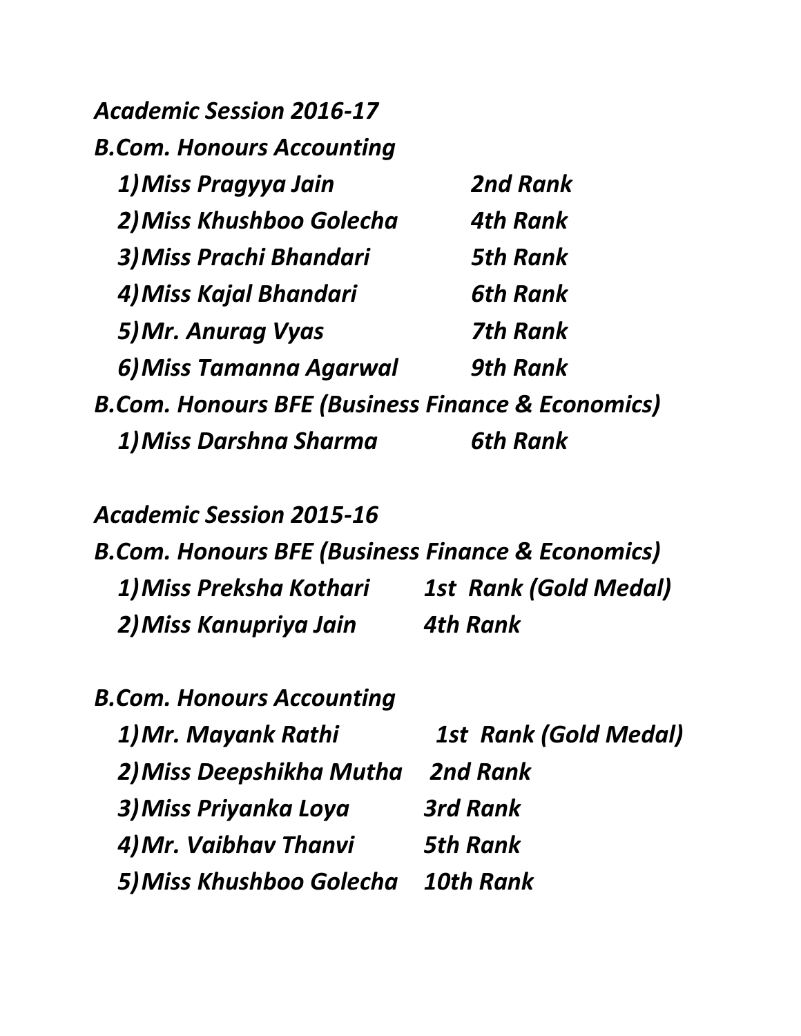*Academic Session 2016-17*

*B.Com. Honours Accounting*

1) *Miss Pragyya Jain* — *2nd Rank*
2) *Miss Khushboo Golecha* — *4th Rank*
3) *Miss Prachi Bhandari* — *5th Rank*
4) *Miss Kajal Bhandari* — *6th Rank*
5) *Mr. Anurag Vyas* — *7th Rank*
6) *Miss Tamanna Agarwal* — *9th Rank*

*B.Com. Honours BFE (Business Finance & Economics)*

1) *Miss Darshna Sharma* — *6th Rank*

*Academic Session 2015-16*

*B.Com. Honours BFE (Business Finance & Economics)*

1) *Miss Preksha Kothari* — *1st Rank (Gold Medal)*
2) *Miss Kanupriya Jain* — *4th Rank*

*B.Com. Honours Accounting*

1) *Mr. Mayank Rathi* — *1st Rank (Gold Medal)*
2) *Miss Deepshikha Mutha* — *2nd Rank*
3) *Miss Priyanka Loya* — *3rd Rank*
4) *Mr. Vaibhav Thanvi* — *5th Rank*
5) *Miss Khushboo Golecha* — *10th Rank*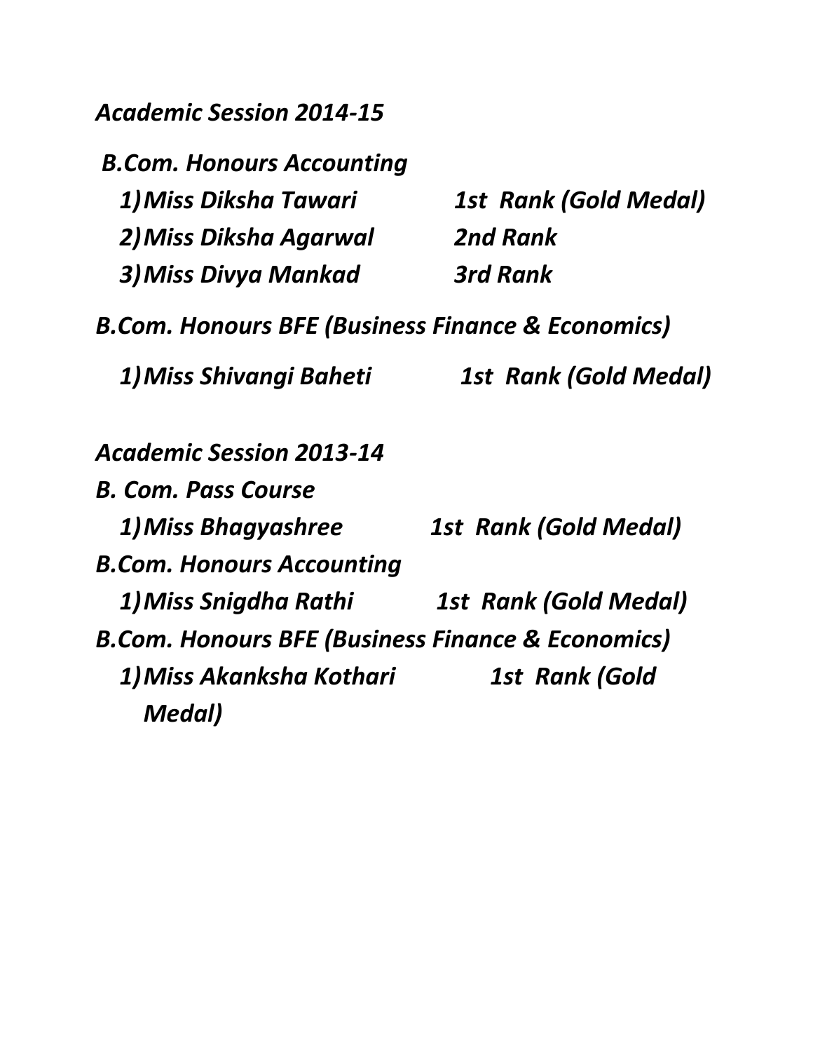*Academic Session 2014-15*

*B.Com. Honours Accounting*

1) *Miss Diksha Tawari* — *1st Rank (Gold Medal)*
2) *Miss Diksha Agarwal* — *2nd Rank*
3) *Miss Divya Mankad* — *3rd Rank*

*B.Com. Honours BFE (Business Finance & Economics)*

1) *Miss Shivangi Baheti* — *1st Rank (Gold Medal)*

*Academic Session 2013-14*

*B. Com. Pass Course*

1) *Miss Bhagyashree* — *1st Rank (Gold Medal)*

*B.Com. Honours Accounting*

1) *Miss Snigdha Rathi* — *1st Rank (Gold Medal)*

*B.Com. Honours BFE (Business Finance & Economics)*

1) *Miss Akanksha Kothari* — *1st Rank (Gold Medal)*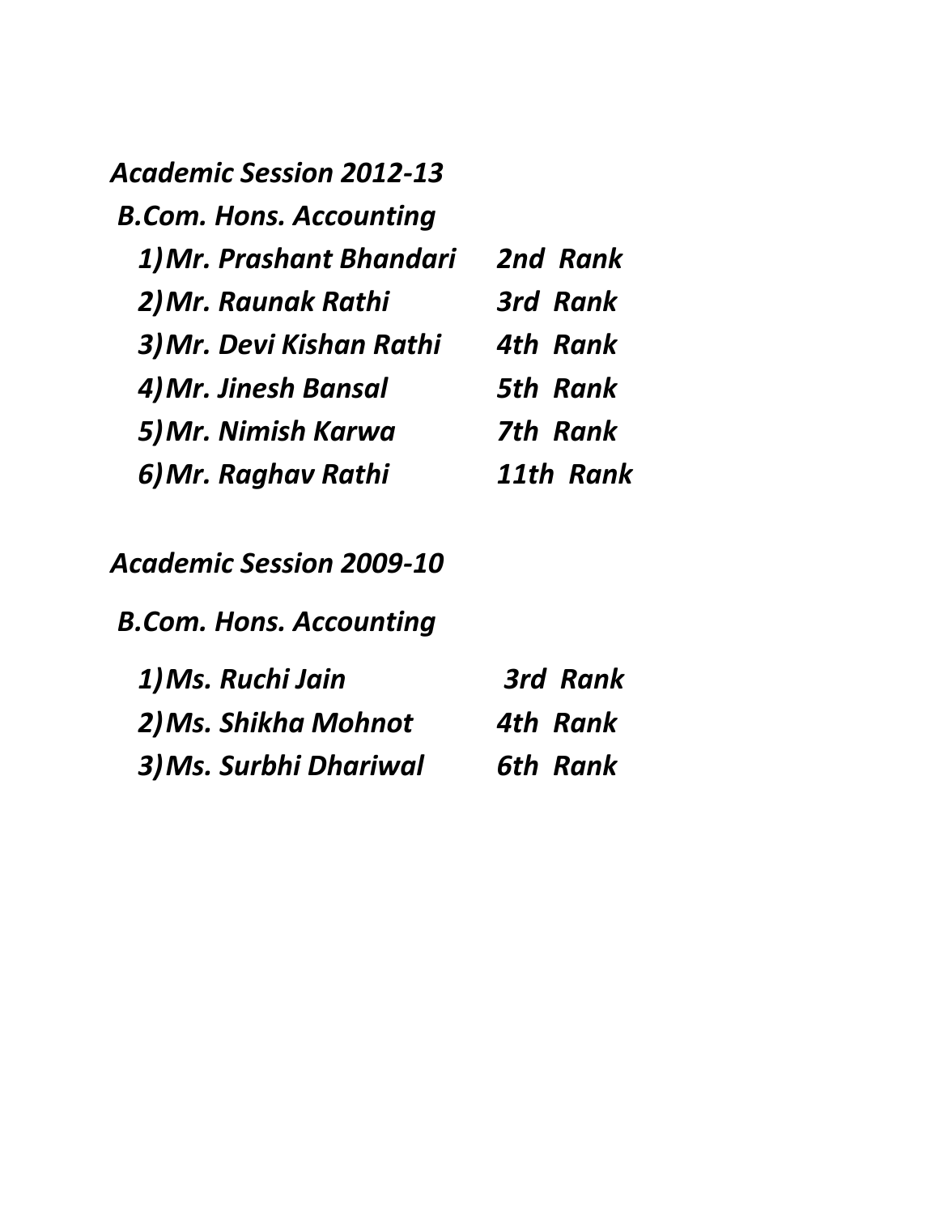*Academic Session 2012-13*

*B.Com. Hons. Accounting*

1) *Mr. Prashant Bhandari 2nd Rank*
2) *Mr. Raunak Rathi 3rd Rank*
3) *Mr. Devi Kishan Rathi 4th Rank*
4) *Mr. Jinesh Bansal 5th Rank*
5) *Mr. Nimish Karwa 7th Rank*
6) *Mr. Raghav Rathi 11th Rank*

*Academic Session 2009-10*

*B.Com. Hons. Accounting*

1) *Ms. Ruchi Jain 3rd Rank*
2) *Ms. Shikha Mohnot 4th Rank*
3) *Ms. Surbhi Dhariwal 6th Rank*